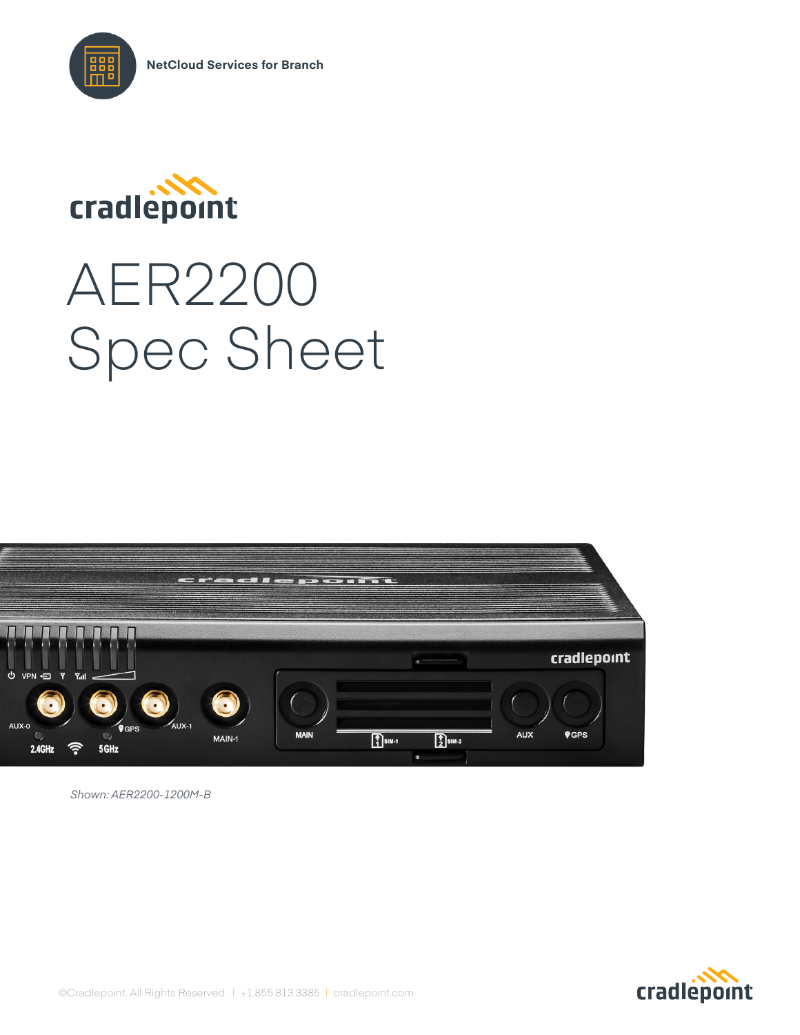NetCloud Services for Branch

cradlepoint

# AER2200
# Spec Sheet

*Shown: AER2200-1200M-B*

©Cradlepoint. All Rights Reserved. | +1.855.813.3385 | cradlepoint.com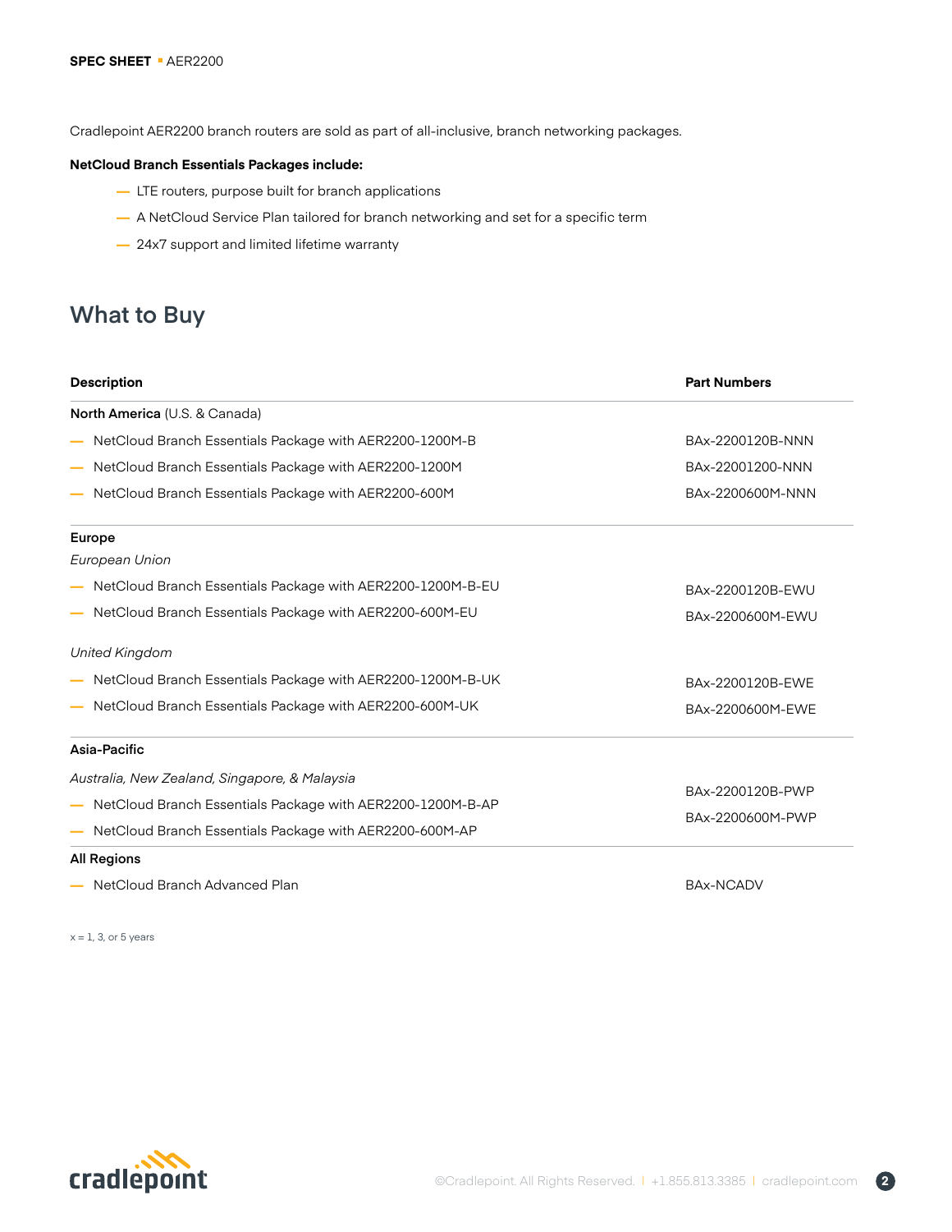Cradlepoint AER2200 branch routers are sold as part of all-inclusive, branch networking packages.

**NetCloud Branch Essentials Packages include:**

- LTE routers, purpose built for branch applications
- A NetCloud Service Plan tailored for branch networking and set for a specific term
- 24x7 support and limited lifetime warranty

## What to Buy

| Description | Part Numbers |
|---|---|
| **North America** (U.S. & Canada) | |
| — NetCloud Branch Essentials Package with AER2200-1200M-B | BAx-2200120B-NNN |
| — NetCloud Branch Essentials Package with AER2200-1200M | BAx-22001200-NNN |
| — NetCloud Branch Essentials Package with AER2200-600M | BAx-2200600M-NNN |
| **Europe** | |
| *European Union* | |
| — NetCloud Branch Essentials Package with AER2200-1200M-B-EU | BAx-2200120B-EWU |
| — NetCloud Branch Essentials Package with AER2200-600M-EU | BAx-2200600M-EWU |
| *United Kingdom* | |
| — NetCloud Branch Essentials Package with AER2200-1200M-B-UK | BAx-2200120B-EWE |
| — NetCloud Branch Essentials Package with AER2200-600M-UK | BAx-2200600M-EWE |
| **Asia-Pacific** | |
| *Australia, New Zealand, Singapore, & Malaysia* | |
| — NetCloud Branch Essentials Package with AER2200-1200M-B-AP | BAx-2200120B-PWP |
| — NetCloud Branch Essentials Package with AER2200-600M-AP | BAx-2200600M-PWP |
| **All Regions** | |
| — NetCloud Branch Advanced Plan | BAx-NCADV |

x = 1, 3, or 5 years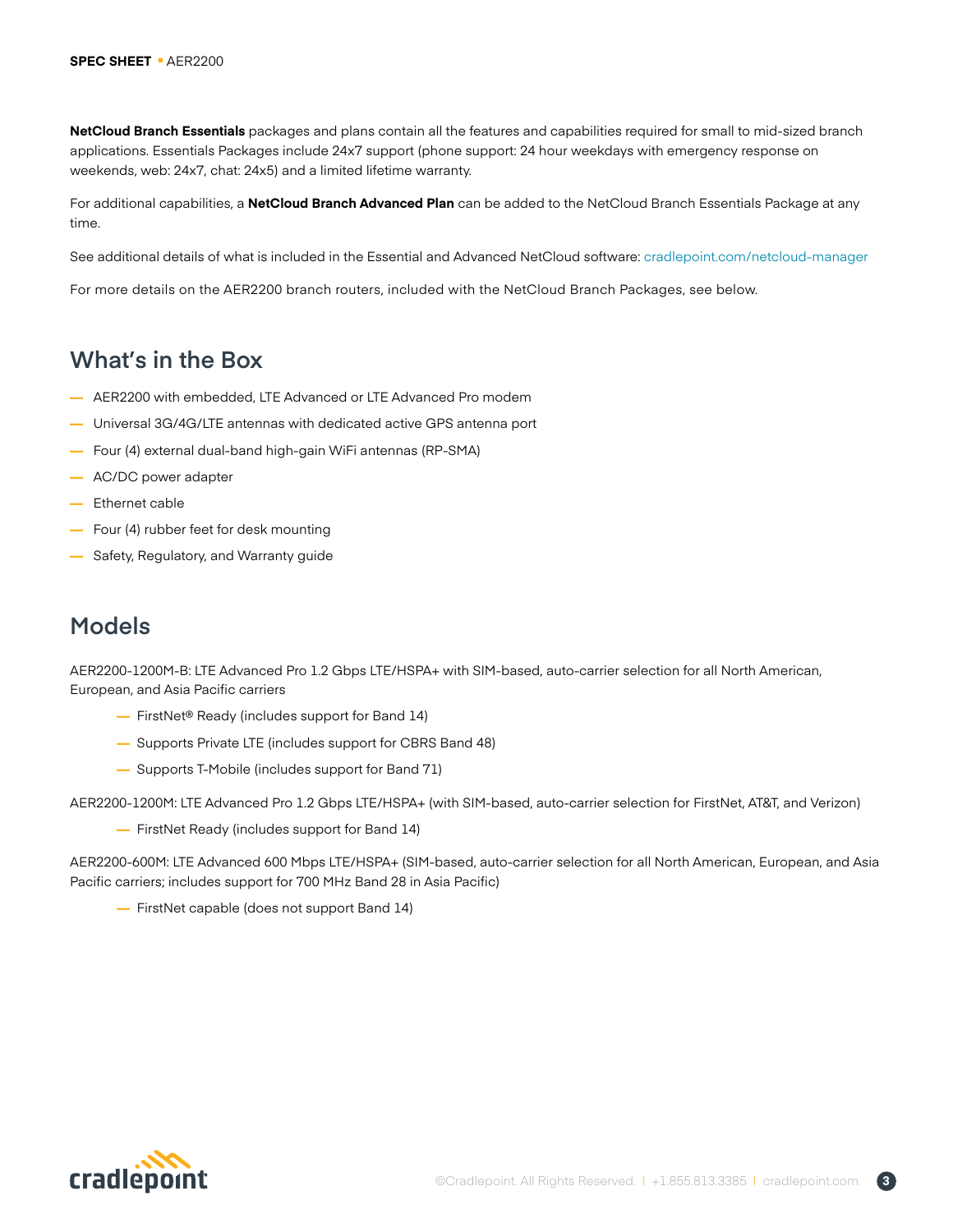**NetCloud Branch Essentials** packages and plans contain all the features and capabilities required for small to mid-sized branch applications. Essentials Packages include 24x7 support (phone support: 24 hour weekdays with emergency response on weekends, web: 24x7, chat: 24x5) and a limited lifetime warranty.

For additional capabilities, a **NetCloud Branch Advanced Plan** can be added to the NetCloud Branch Essentials Package at any time.

See additional details of what is included in the Essential and Advanced NetCloud software: cradlepoint.com/netcloud-manager

For more details on the AER2200 branch routers, included with the NetCloud Branch Packages, see below.

## What's in the Box

- AER2200 with embedded, LTE Advanced or LTE Advanced Pro modem
- Universal 3G/4G/LTE antennas with dedicated active GPS antenna port
- Four (4) external dual-band high-gain WiFi antennas (RP-SMA)
- AC/DC power adapter
- Ethernet cable
- Four (4) rubber feet for desk mounting
- Safety, Regulatory, and Warranty guide

## Models

AER2200-1200M-B: LTE Advanced Pro 1.2 Gbps LTE/HSPA+ with SIM-based, auto-carrier selection for all North American, European, and Asia Pacific carriers

- FirstNet® Ready (includes support for Band 14)
- Supports Private LTE (includes support for CBRS Band 48)
- Supports T-Mobile (includes support for Band 71)

AER2200-1200M: LTE Advanced Pro 1.2 Gbps LTE/HSPA+ (with SIM-based, auto-carrier selection for FirstNet, AT&T, and Verizon)

- FirstNet Ready (includes support for Band 14)

AER2200-600M: LTE Advanced 600 Mbps LTE/HSPA+ (SIM-based, auto-carrier selection for all North American, European, and Asia Pacific carriers; includes support for 700 MHz Band 28 in Asia Pacific)

- FirstNet capable (does not support Band 14)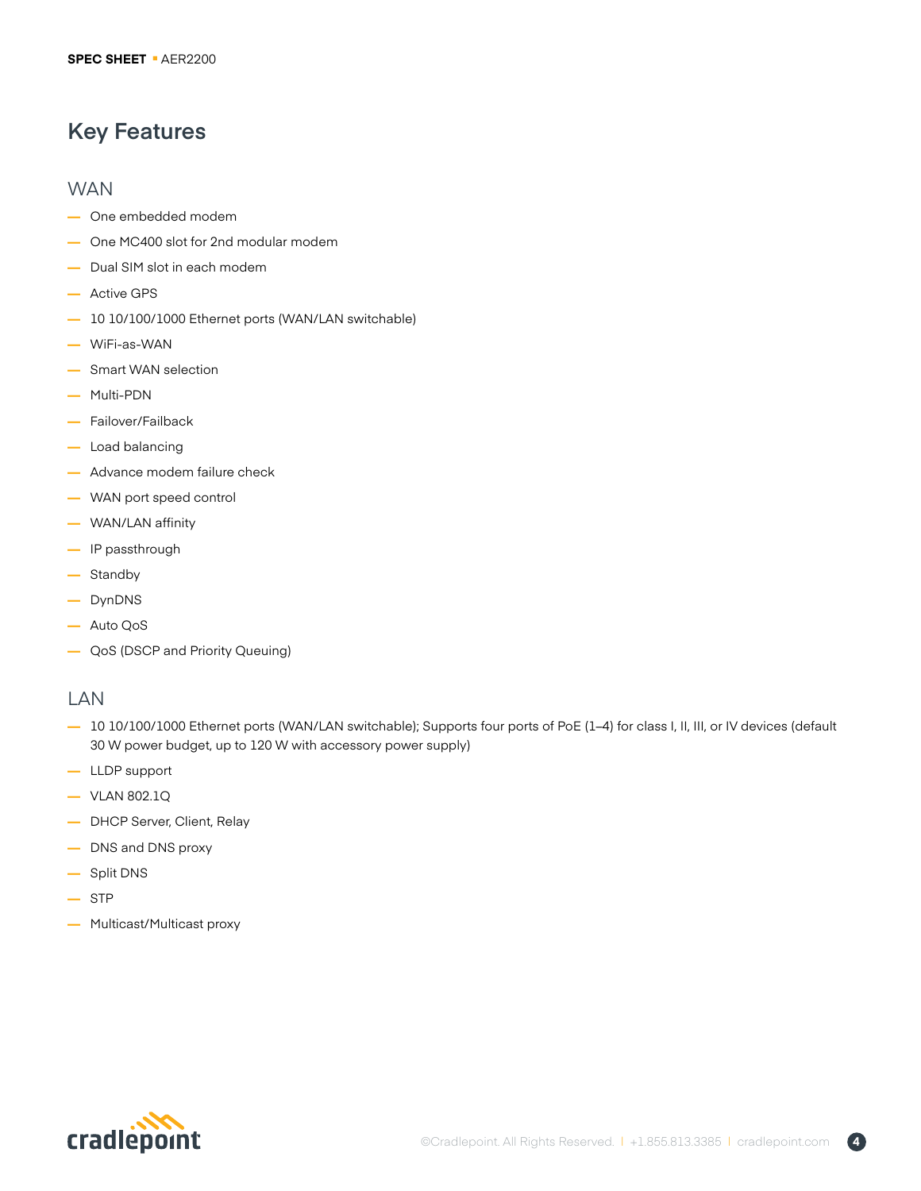# Key Features

## WAN

- One embedded modem
- One MC400 slot for 2nd modular modem
- Dual SIM slot in each modem
- Active GPS
- 10 10/100/1000 Ethernet ports (WAN/LAN switchable)
- WiFi-as-WAN
- Smart WAN selection
- Multi-PDN
- Failover/Failback
- Load balancing
- Advance modem failure check
- WAN port speed control
- WAN/LAN affinity
- IP passthrough
- Standby
- DynDNS
- Auto QoS
- QoS (DSCP and Priority Queuing)

## LAN

- 10 10/100/1000 Ethernet ports (WAN/LAN switchable); Supports four ports of PoE (1–4) for class I, II, III, or IV devices (default 30 W power budget, up to 120 W with accessory power supply)
- LLDP support
- VLAN 802.1Q
- DHCP Server, Client, Relay
- DNS and DNS proxy
- Split DNS
- STP
- Multicast/Multicast proxy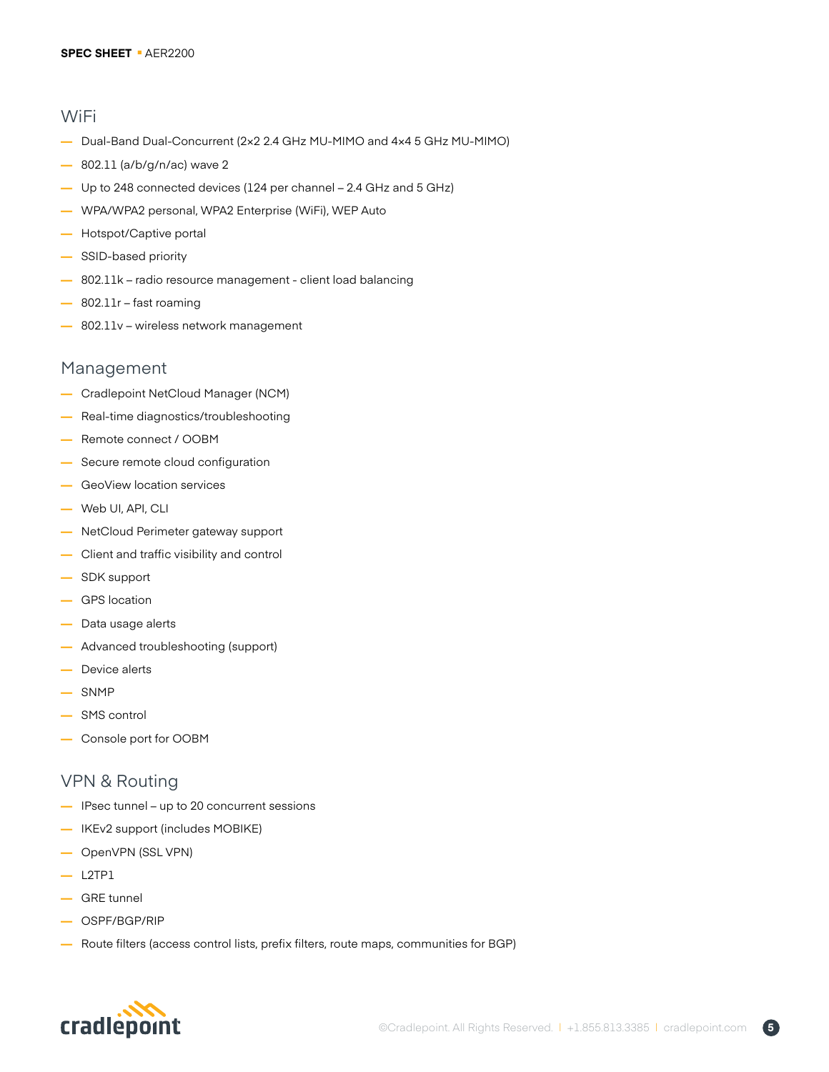## WiFi

- Dual-Band Dual-Concurrent (2×2 2.4 GHz MU-MIMO and 4×4 5 GHz MU-MIMO)
- 802.11 (a/b/g/n/ac) wave 2
- Up to 248 connected devices (124 per channel – 2.4 GHz and 5 GHz)
- WPA/WPA2 personal, WPA2 Enterprise (WiFi), WEP Auto
- Hotspot/Captive portal
- SSID-based priority
- 802.11k – radio resource management - client load balancing
- 802.11r – fast roaming
- 802.11v – wireless network management

## Management

- Cradlepoint NetCloud Manager (NCM)
- Real-time diagnostics/troubleshooting
- Remote connect / OOBM
- Secure remote cloud configuration
- GeoView location services
- Web UI, API, CLI
- NetCloud Perimeter gateway support
- Client and traffic visibility and control
- SDK support
- GPS location
- Data usage alerts
- Advanced troubleshooting (support)
- Device alerts
- SNMP
- SMS control
- Console port for OOBM

## VPN & Routing

- IPsec tunnel – up to 20 concurrent sessions
- IKEv2 support (includes MOBIKE)
- OpenVPN (SSL VPN)
- L2TP1
- GRE tunnel
- OSPF/BGP/RIP
- Route filters (access control lists, prefix filters, route maps, communities for BGP)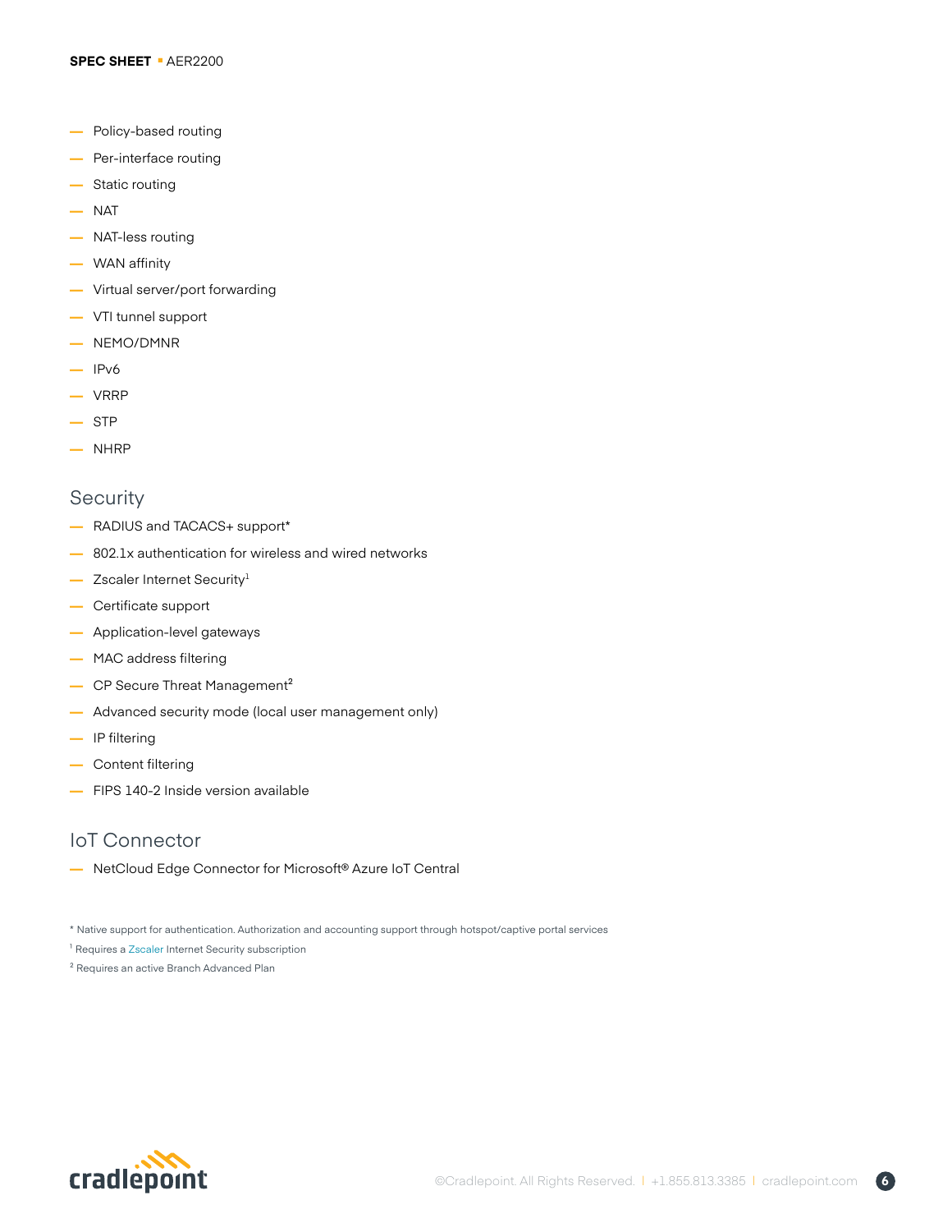- Policy-based routing
- Per-interface routing
- Static routing
- NAT
- NAT-less routing
- WAN affinity
- Virtual server/port forwarding
- VTI tunnel support
- NEMO/DMNR
- IPv6
- VRRP
- STP
- NHRP

## Security

- RADIUS and TACACS+ support*
- 802.1x authentication for wireless and wired networks
- Zscaler Internet Security[1]
- Certificate support
- Application-level gateways
- MAC address filtering
- CP Secure Threat Management[2]
- Advanced security mode (local user management only)
- IP filtering
- Content filtering
- FIPS 140-2 Inside version available

## IoT Connector

- NetCloud Edge Connector for Microsoft® Azure IoT Central

* Native support for authentication. Authorization and accounting support through hotspot/captive portal services

[1] Requires a Zscaler Internet Security subscription

[2] Requires an active Branch Advanced Plan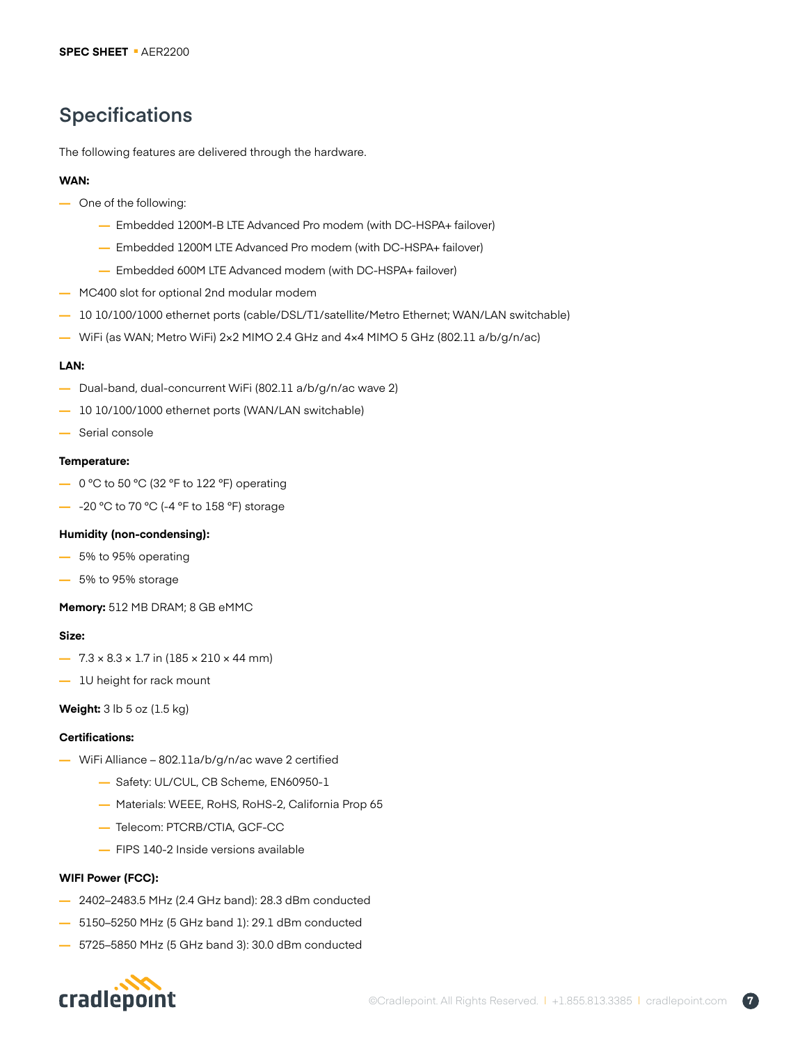# Specifications

The following features are delivered through the hardware.

**WAN:**

- One of the following:
  - Embedded 1200M-B LTE Advanced Pro modem (with DC-HSPA+ failover)
  - Embedded 1200M LTE Advanced Pro modem (with DC-HSPA+ failover)
  - Embedded 600M LTE Advanced modem (with DC-HSPA+ failover)
- MC400 slot for optional 2nd modular modem
- 10 10/100/1000 ethernet ports (cable/DSL/T1/satellite/Metro Ethernet; WAN/LAN switchable)
- WiFi (as WAN; Metro WiFi) 2×2 MIMO 2.4 GHz and 4×4 MIMO 5 GHz (802.11 a/b/g/n/ac)

**LAN:**

- Dual-band, dual-concurrent WiFi (802.11 a/b/g/n/ac wave 2)
- 10 10/100/1000 ethernet ports (WAN/LAN switchable)
- Serial console

**Temperature:**

- 0 °C to 50 °C (32 °F to 122 °F) operating
- -20 °C to 70 °C (-4 °F to 158 °F) storage

**Humidity (non-condensing):**

- 5% to 95% operating
- 5% to 95% storage

**Memory:** 512 MB DRAM; 8 GB eMMC

**Size:**

- 7.3 × 8.3 × 1.7 in (185 × 210 × 44 mm)
- 1U height for rack mount

**Weight:** 3 lb 5 oz (1.5 kg)

**Certifications:**

- WiFi Alliance – 802.11a/b/g/n/ac wave 2 certified
  - Safety: UL/CUL, CB Scheme, EN60950-1
  - Materials: WEEE, RoHS, RoHS-2, California Prop 65
  - Telecom: PTCRB/CTIA, GCF-CC
  - FIPS 140-2 Inside versions available

**WIFI Power (FCC):**

- 2402–2483.5 MHz (2.4 GHz band): 28.3 dBm conducted
- 5150–5250 MHz (5 GHz band 1): 29.1 dBm conducted
- 5725–5850 MHz (5 GHz band 3): 30.0 dBm conducted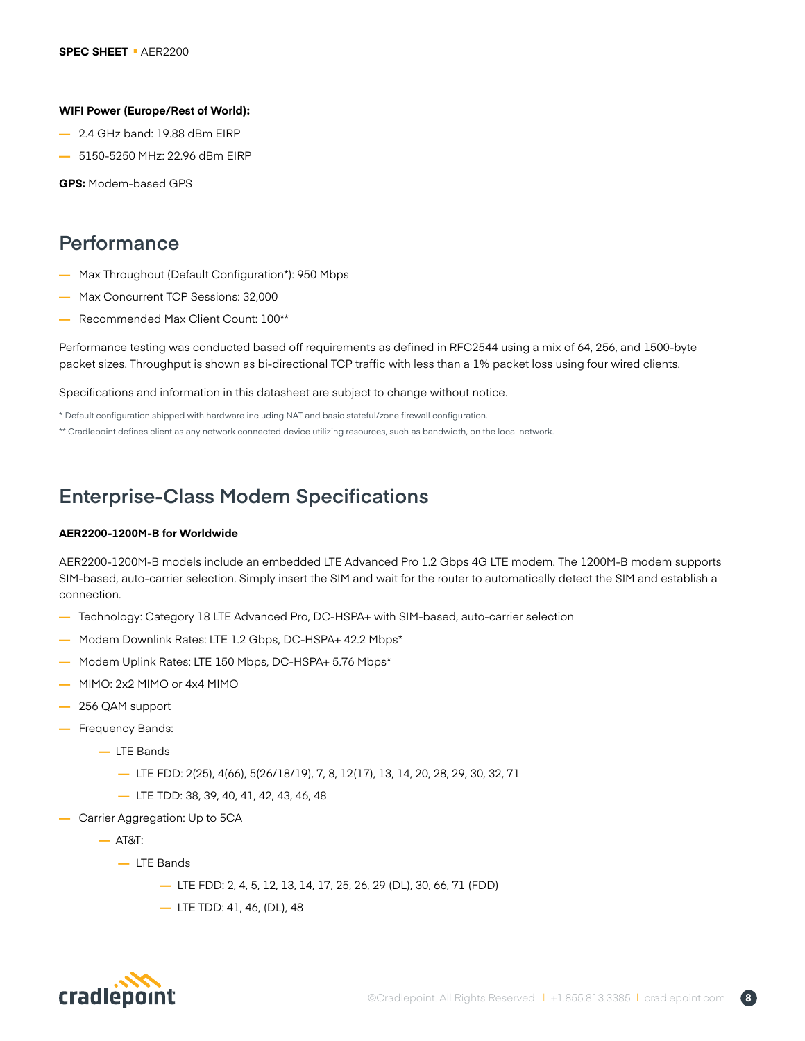**WIFI Power (Europe/Rest of World):**

- 2.4 GHz band: 19.88 dBm EIRP
- 5150-5250 MHz: 22.96 dBm EIRP

**GPS:** Modem-based GPS

## Performance

- Max Throughout (Default Configuration*): 950 Mbps
- Max Concurrent TCP Sessions: 32,000
- Recommended Max Client Count: 100**

Performance testing was conducted based off requirements as defined in RFC2544 using a mix of 64, 256, and 1500-byte packet sizes. Throughput is shown as bi-directional TCP traffic with less than a 1% packet loss using four wired clients.

Specifications and information in this datasheet are subject to change without notice.

* Default configuration shipped with hardware including NAT and basic stateful/zone firewall configuration.

** Cradlepoint defines client as any network connected device utilizing resources, such as bandwidth, on the local network.

## Enterprise-Class Modem Specifications

**AER2200-1200M-B for Worldwide**

AER2200-1200M-B models include an embedded LTE Advanced Pro 1.2 Gbps 4G LTE modem. The 1200M-B modem supports SIM-based, auto-carrier selection. Simply insert the SIM and wait for the router to automatically detect the SIM and establish a connection.

- Technology: Category 18 LTE Advanced Pro, DC-HSPA+ with SIM-based, auto-carrier selection
- Modem Downlink Rates: LTE 1.2 Gbps, DC-HSPA+ 42.2 Mbps*
- Modem Uplink Rates: LTE 150 Mbps, DC-HSPA+ 5.76 Mbps*
- MIMO: 2x2 MIMO or 4x4 MIMO
- 256 QAM support
- Frequency Bands:
  - LTE Bands
    - LTE FDD: 2(25), 4(66), 5(26/18/19), 7, 8, 12(17), 13, 14, 20, 28, 29, 30, 32, 71
    - LTE TDD: 38, 39, 40, 41, 42, 43, 46, 48
- Carrier Aggregation: Up to 5CA
  - AT&T:
    - LTE Bands
      - LTE FDD: 2, 4, 5, 12, 13, 14, 17, 25, 26, 29 (DL), 30, 66, 71 (FDD)
      - LTE TDD: 41, 46, (DL), 48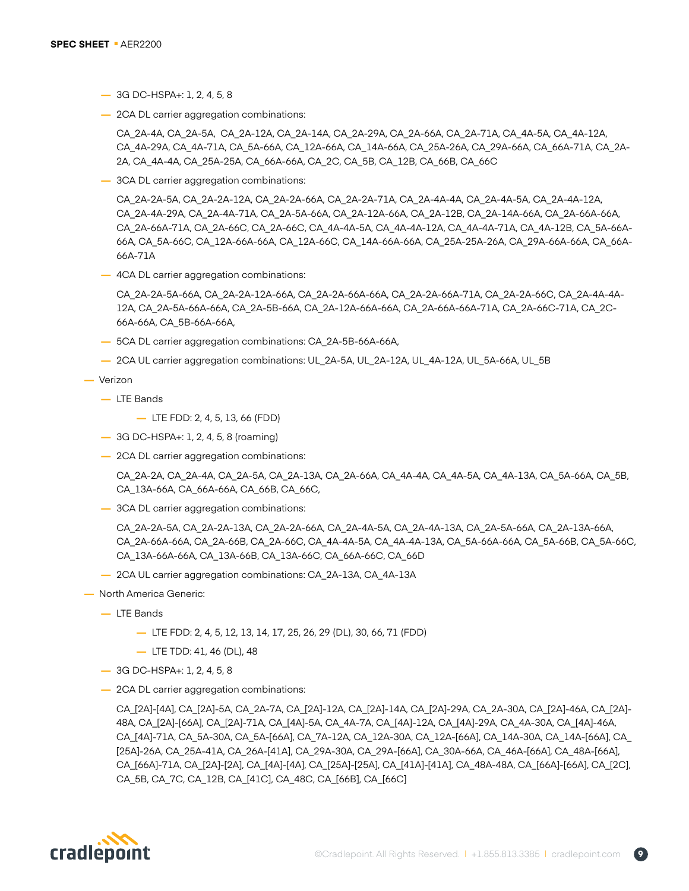- 3G DC-HSPA+: 1, 2, 4, 5, 8
- 2CA DL carrier aggregation combinations:

  CA_2A-4A, CA_2A-5A, CA_2A-12A, CA_2A-14A, CA_2A-29A, CA_2A-66A, CA_2A-71A, CA_4A-5A, CA_4A-12A, CA_4A-29A, CA_4A-71A, CA_5A-66A, CA_12A-66A, CA_14A-66A, CA_25A-26A, CA_29A-66A, CA_66A-71A, CA_2A-2A, CA_4A-4A, CA_25A-25A, CA_66A-66A, CA_2C, CA_5B, CA_12B, CA_66B, CA_66C

- 3CA DL carrier aggregation combinations:

  CA_2A-2A-5A, CA_2A-2A-12A, CA_2A-2A-66A, CA_2A-2A-71A, CA_2A-4A-4A, CA_2A-4A-5A, CA_2A-4A-12A, CA_2A-4A-29A, CA_2A-4A-71A, CA_2A-5A-66A, CA_2A-12A-66A, CA_2A-12B, CA_2A-14A-66A, CA_2A-66A-66A, CA_2A-66A-71A, CA_2A-66C, CA_2A-66C, CA_4A-4A-5A, CA_4A-4A-12A, CA_4A-4A-71A, CA_4A-12B, CA_5A-66A-66A, CA_5A-66C, CA_12A-66A-66A, CA_12A-66C, CA_14A-66A-66A, CA_25A-25A-26A, CA_29A-66A-66A, CA_66A-66A-71A

- 4CA DL carrier aggregation combinations:

  CA_2A-2A-5A-66A, CA_2A-2A-12A-66A, CA_2A-2A-66A-66A, CA_2A-2A-66A-71A, CA_2A-2A-66C, CA_2A-4A-4A-12A, CA_2A-5A-66A-66A, CA_2A-5B-66A, CA_2A-12A-66A-66A, CA_2A-66A-66A-71A, CA_2A-66C-71A, CA_2C-66A-66A, CA_5B-66A-66A,

- 5CA DL carrier aggregation combinations: CA_2A-5B-66A-66A,
- 2CA UL carrier aggregation combinations: UL_2A-5A, UL_2A-12A, UL_4A-12A, UL_5A-66A, UL_5B

- Verizon
  - LTE Bands
    - LTE FDD: 2, 4, 5, 13, 66 (FDD)
  - 3G DC-HSPA+: 1, 2, 4, 5, 8 (roaming)
  - 2CA DL carrier aggregation combinations:

    CA_2A-2A, CA_2A-4A, CA_2A-5A, CA_2A-13A, CA_2A-66A, CA_4A-4A, CA_4A-5A, CA_4A-13A, CA_5A-66A, CA_5B, CA_13A-66A, CA_66A-66A, CA_66B, CA_66C,

  - 3CA DL carrier aggregation combinations:

    CA_2A-2A-5A, CA_2A-2A-13A, CA_2A-2A-66A, CA_2A-4A-5A, CA_2A-4A-13A, CA_2A-5A-66A, CA_2A-13A-66A, CA_2A-66A-66A, CA_2A-66B, CA_2A-66C, CA_4A-4A-5A, CA_4A-4A-13A, CA_5A-66A-66A, CA_5A-66B, CA_5A-66C, CA_13A-66A-66A, CA_13A-66B, CA_13A-66C, CA_66A-66C, CA_66D

  - 2CA UL carrier aggregation combinations: CA_2A-13A, CA_4A-13A

- North America Generic:
  - LTE Bands
    - LTE FDD: 2, 4, 5, 12, 13, 14, 17, 25, 26, 29 (DL), 30, 66, 71 (FDD)
    - LTE TDD: 41, 46 (DL), 48
  - 3G DC-HSPA+: 1, 2, 4, 5, 8
  - 2CA DL carrier aggregation combinations:

    CA_[2A]-[4A], CA_[2A]-5A, CA_2A-7A, CA_[2A]-12A, CA_[2A]-14A, CA_[2A]-29A, CA_2A-30A, CA_[2A]-46A, CA_[2A]-48A, CA_[2A]-[66A], CA_[2A]-71A, CA_[4A]-5A, CA_4A-7A, CA_[4A]-12A, CA_[4A]-29A, CA_4A-30A, CA_[4A]-46A, CA_[4A]-71A, CA_5A-30A, CA_5A-[66A], CA_7A-12A, CA_12A-30A, CA_12A-[66A], CA_14A-30A, CA_14A-[66A], CA_[25A]-26A, CA_25A-41A, CA_26A-[41A], CA_29A-30A, CA_29A-[66A], CA_30A-66A, CA_46A-[66A], CA_48A-[66A], CA_[66A]-71A, CA_[2A]-[2A], CA_[4A]-[4A], CA_[25A]-[25A], CA_[41A]-[41A], CA_48A-48A, CA_[66A]-[66A], CA_[2C], CA_5B, CA_7C, CA_12B, CA_[41C], CA_48C, CA_[66B], CA_[66C]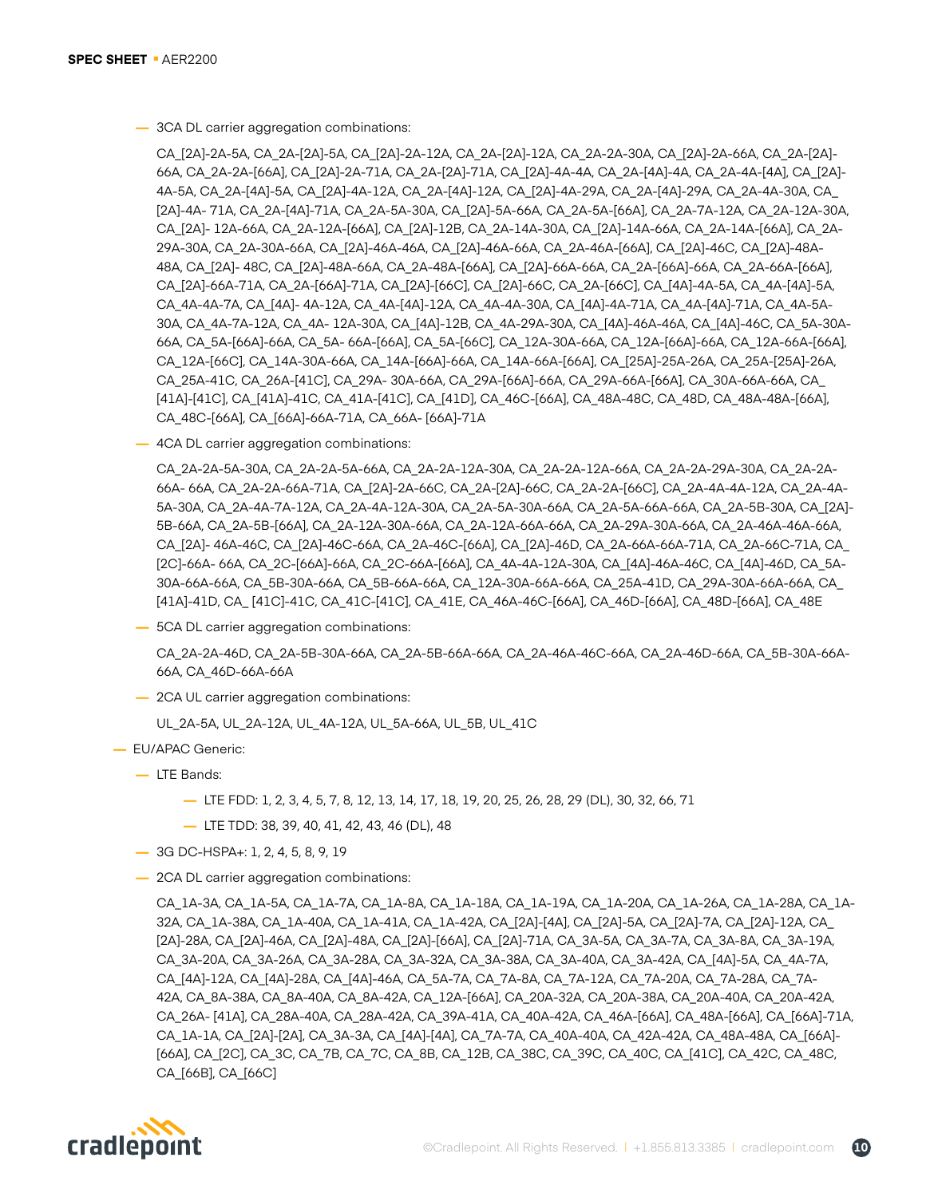- 3CA DL carrier aggregation combinations:

  CA_[2A]-2A-5A, CA_2A-[2A]-5A, CA_[2A]-2A-12A, CA_2A-[2A]-12A, CA_2A-2A-30A, CA_[2A]-2A-66A, CA_2A-[2A]-66A, CA_2A-2A-[66A], CA_[2A]-2A-71A, CA_2A-[2A]-71A, CA_[2A]-4A-4A, CA_2A-[4A]-4A, CA_2A-4A-[4A], CA_[2A]-4A-5A, CA_2A-[4A]-5A, CA_[2A]-4A-12A, CA_2A-[4A]-12A, CA_[2A]-4A-29A, CA_2A-[4A]-29A, CA_2A-4A-30A, CA_[2A]-4A- 71A, CA_2A-[4A]-71A, CA_2A-5A-30A, CA_[2A]-5A-66A, CA_2A-5A-[66A], CA_2A-7A-12A, CA_2A-12A-30A, CA_[2A]- 12A-66A, CA_2A-12A-[66A], CA_[2A]-12B, CA_2A-14A-30A, CA_[2A]-14A-66A, CA_2A-14A-[66A], CA_2A-29A-30A, CA_2A-30A-66A, CA_[2A]-46A-46A, CA_[2A]-46A-66A, CA_2A-46A-[66A], CA_[2A]-46C, CA_[2A]-48A-48A, CA_[2A]- 48C, CA_[2A]-48A-66A, CA_2A-48A-[66A], CA_[2A]-66A-66A, CA_2A-[66A]-66A, CA_2A-66A-[66A], CA_[2A]-66A-71A, CA_2A-[66A]-71A, CA_[2A]-[66C], CA_[2A]-66C, CA_2A-[66C], CA_[4A]-4A-5A, CA_4A-[4A]-5A, CA_4A-4A-7A, CA_[4A]- 4A-12A, CA_4A-[4A]-12A, CA_4A-4A-30A, CA_[4A]-4A-71A, CA_4A-[4A]-71A, CA_4A-5A-30A, CA_4A-7A-12A, CA_4A- 12A-30A, CA_[4A]-12B, CA_4A-29A-30A, CA_[4A]-46A-46A, CA_[4A]-46C, CA_5A-30A-66A, CA_5A-[66A]-66A, CA_5A- 66A-[66A], CA_5A-[66C], CA_12A-30A-66A, CA_12A-[66A]-66A, CA_12A-66A-[66A], CA_12A-[66C], CA_14A-30A-66A, CA_14A-[66A]-66A, CA_14A-66A-[66A], CA_[25A]-25A-26A, CA_25A-[25A]-26A, CA_25A-41C, CA_26A-[41C], CA_29A- 30A-66A, CA_29A-[66A]-66A, CA_29A-66A-[66A], CA_30A-66A-66A, CA_[41A]-[41C], CA_[41A]-41C, CA_41A-[41C], CA_[41D], CA_46C-[66A], CA_48A-48C, CA_48D, CA_48A-48A-[66A], CA_48C-[66A], CA_[66A]-66A-71A, CA_66A- [66A]-71A

- 4CA DL carrier aggregation combinations:

  CA_2A-2A-5A-30A, CA_2A-2A-5A-66A, CA_2A-2A-12A-30A, CA_2A-2A-12A-66A, CA_2A-2A-29A-30A, CA_2A-2A-66A- 66A, CA_2A-2A-66A-71A, CA_[2A]-2A-66C, CA_2A-[2A]-66C, CA_2A-2A-[66C], CA_2A-4A-4A-12A, CA_2A-4A-5A-30A, CA_2A-4A-7A-12A, CA_2A-4A-12A-30A, CA_2A-5A-30A-66A, CA_2A-5A-66A-66A, CA_2A-5B-30A, CA_[2A]-5B-66A, CA_2A-5B-[66A], CA_2A-12A-30A-66A, CA_2A-12A-66A-66A, CA_2A-29A-30A-66A, CA_2A-46A-46A-66A, CA_[2A]- 46A-46C, CA_[2A]-46C-66A, CA_2A-46C-[66A], CA_[2A]-46D, CA_2A-66A-66A-71A, CA_2A-66C-71A, CA_[2C]-66A- 66A, CA_2C-[66A]-66A, CA_2C-66A-[66A], CA_4A-4A-12A-30A, CA_[4A]-46A-46C, CA_[4A]-46D, CA_5A-30A-66A-66A, CA_5B-30A-66A, CA_5B-66A-66A, CA_12A-30A-66A-66A, CA_25A-41D, CA_29A-30A-66A-66A, CA_[41A]-41D, CA_ [41C]-41C, CA_41C-[41C], CA_41E, CA_46A-46C-[66A], CA_46D-[66A], CA_48D-[66A], CA_48E

- 5CA DL carrier aggregation combinations:

  CA_2A-2A-46D, CA_2A-5B-30A-66A, CA_2A-5B-66A-66A, CA_2A-46A-46C-66A, CA_2A-46D-66A, CA_5B-30A-66A-66A, CA_46D-66A-66A

- 2CA UL carrier aggregation combinations:

  UL_2A-5A, UL_2A-12A, UL_4A-12A, UL_5A-66A, UL_5B, UL_41C

- EU/APAC Generic:
  - LTE Bands:
    - LTE FDD: 1, 2, 3, 4, 5, 7, 8, 12, 13, 14, 17, 18, 19, 20, 25, 26, 28, 29 (DL), 30, 32, 66, 71
    - LTE TDD: 38, 39, 40, 41, 42, 43, 46 (DL), 48
  - 3G DC-HSPA+: 1, 2, 4, 5, 8, 9, 19
  - 2CA DL carrier aggregation combinations:

    CA_1A-3A, CA_1A-5A, CA_1A-7A, CA_1A-8A, CA_1A-18A, CA_1A-19A, CA_1A-20A, CA_1A-26A, CA_1A-28A, CA_1A-32A, CA_1A-38A, CA_1A-40A, CA_1A-41A, CA_1A-42A, CA_[2A]-[4A], CA_[2A]-5A, CA_[2A]-7A, CA_[2A]-12A, CA_[2A]-28A, CA_[2A]-46A, CA_[2A]-48A, CA_[2A]-[66A], CA_[2A]-71A, CA_3A-5A, CA_3A-7A, CA_3A-8A, CA_3A-19A, CA_3A-20A, CA_3A-26A, CA_3A-28A, CA_3A-32A, CA_3A-38A, CA_3A-40A, CA_3A-42A, CA_[4A]-5A, CA_4A-7A, CA_[4A]-12A, CA_[4A]-28A, CA_[4A]-46A, CA_5A-7A, CA_7A-8A, CA_7A-12A, CA_7A-20A, CA_7A-28A, CA_7A-42A, CA_8A-38A, CA_8A-40A, CA_8A-42A, CA_12A-[66A], CA_20A-32A, CA_20A-38A, CA_20A-40A, CA_20A-42A, CA_26A- [41A], CA_28A-40A, CA_28A-42A, CA_39A-41A, CA_40A-42A, CA_46A-[66A], CA_48A-[66A], CA_[66A]-71A, CA_1A-1A, CA_[2A]-[2A], CA_3A-3A, CA_[4A]-[4A], CA_7A-7A, CA_40A-40A, CA_42A-42A, CA_48A-48A, CA_[66A]-[66A], CA_[2C], CA_3C, CA_7B, CA_7C, CA_8B, CA_12B, CA_38C, CA_39C, CA_40C, CA_[41C], CA_42C, CA_48C, CA_[66B], CA_[66C]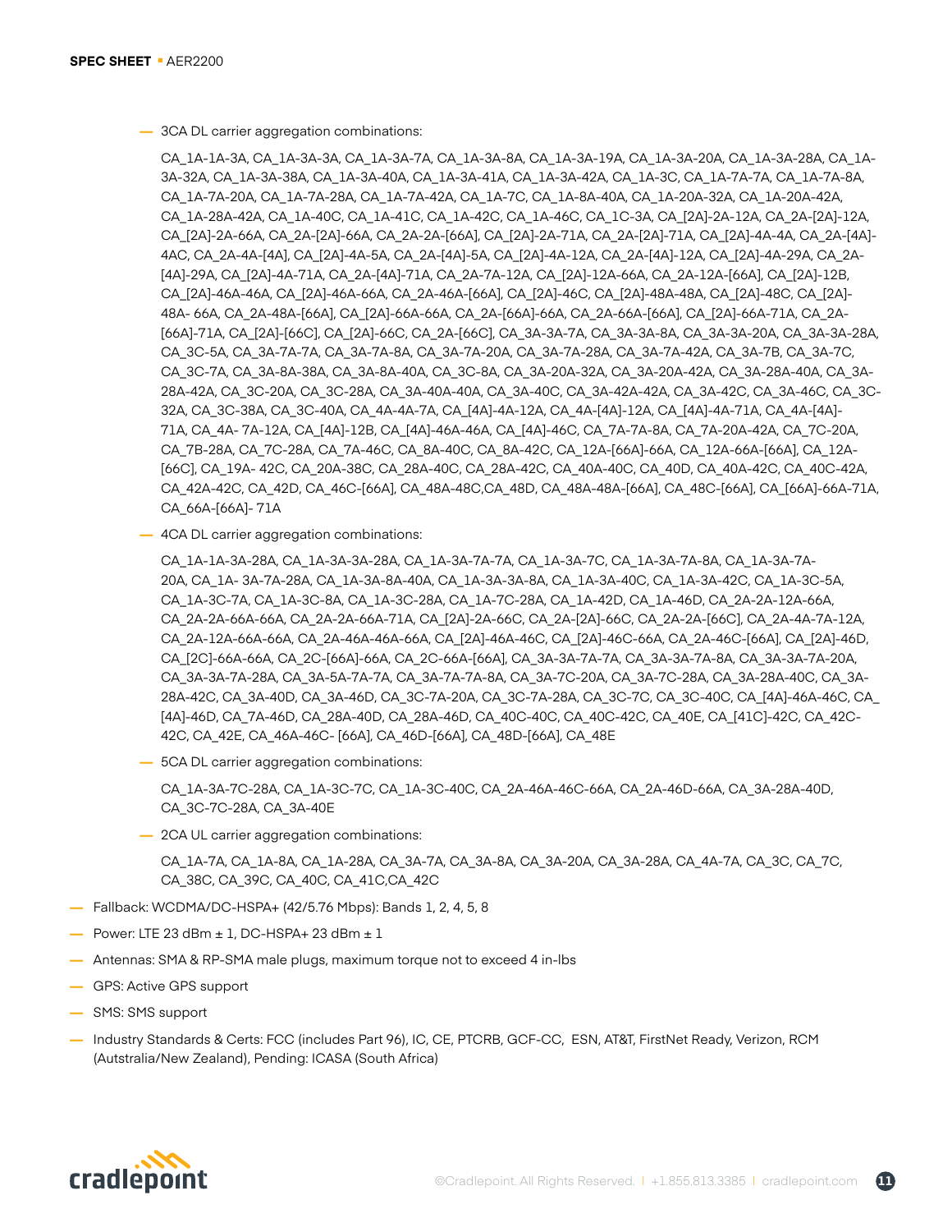- 3CA DL carrier aggregation combinations:

  CA_1A-1A-3A, CA_1A-3A-3A, CA_1A-3A-7A, CA_1A-3A-8A, CA_1A-3A-19A, CA_1A-3A-20A, CA_1A-3A-28A, CA_1A-3A-32A, CA_1A-3A-38A, CA_1A-3A-40A, CA_1A-3A-41A, CA_1A-3A-42A, CA_1A-3C, CA_1A-7A-7A, CA_1A-7A-8A, CA_1A-7A-20A, CA_1A-7A-28A, CA_1A-7A-42A, CA_1A-7C, CA_1A-8A-40A, CA_1A-20A-32A, CA_1A-20A-42A, CA_1A-28A-42A, CA_1A-40C, CA_1A-41C, CA_1A-42C, CA_1A-46C, CA_1C-3A, CA_[2A]-2A-12A, CA_2A-[2A]-12A, CA_[2A]-2A-66A, CA_2A-[2A]-66A, CA_2A-2A-[66A], CA_[2A]-2A-71A, CA_2A-[2A]-71A, CA_[2A]-4A-4A, CA_2A-[4A]-4AC, CA_2A-4A-[4A], CA_[2A]-4A-5A, CA_2A-[4A]-5A, CA_[2A]-4A-12A, CA_2A-[4A]-12A, CA_[2A]-4A-29A, CA_2A-[4A]-29A, CA_[2A]-4A-71A, CA_2A-[4A]-71A, CA_2A-7A-12A, CA_[2A]-12A-66A, CA_2A-12A-[66A], CA_[2A]-12B, CA_[2A]-46A-46A, CA_[2A]-46A-66A, CA_2A-46A-[66A], CA_[2A]-46C, CA_[2A]-48A-48A, CA_[2A]-48C, CA_[2A]-48A- 66A, CA_2A-48A-[66A], CA_[2A]-66A-66A, CA_2A-[66A]-66A, CA_2A-66A-[66A], CA_[2A]-66A-71A, CA_2A-[66A]-71A, CA_[2A]-[66C], CA_[2A]-66C, CA_2A-[66C], CA_3A-3A-7A, CA_3A-3A-8A, CA_3A-3A-20A, CA_3A-3A-28A, CA_3C-5A, CA_3A-7A-7A, CA_3A-7A-8A, CA_3A-7A-20A, CA_3A-7A-28A, CA_3A-7A-42A, CA_3A-7B, CA_3A-7C, CA_3C-7A, CA_3A-8A-38A, CA_3A-8A-40A, CA_3C-8A, CA_3A-20A-32A, CA_3A-20A-42A, CA_3A-28A-40A, CA_3A-28A-42A, CA_3C-20A, CA_3C-28A, CA_3A-40A-40A, CA_3A-40C, CA_3A-42A-42A, CA_3A-42C, CA_3A-46C, CA_3C-32A, CA_3C-38A, CA_3C-40A, CA_4A-4A-7A, CA_[4A]-4A-12A, CA_4A-[4A]-12A, CA_[4A]-4A-71A, CA_4A-[4A]-71A, CA_4A- 7A-12A, CA_[4A]-12B, CA_[4A]-46A-46A, CA_[4A]-46C, CA_7A-7A-8A, CA_7A-20A-42A, CA_7C-20A, CA_7B-28A, CA_7C-28A, CA_7A-46C, CA_8A-40C, CA_8A-42C, CA_12A-[66A]-66A, CA_12A-66A-[66A], CA_12A-[66C], CA_19A- 42C, CA_20A-38C, CA_28A-40C, CA_28A-42C, CA_40A-40C, CA_40D, CA_40A-42C, CA_40C-42A, CA_42A-42C, CA_42D, CA_46C-[66A], CA_48A-48C,CA_48D, CA_48A-48A-[66A], CA_48C-[66A], CA_[66A]-66A-71A, CA_66A-[66A]- 71A

- 4CA DL carrier aggregation combinations:

  CA_1A-1A-3A-28A, CA_1A-3A-3A-28A, CA_1A-3A-7A-7A, CA_1A-3A-7C, CA_1A-3A-7A-8A, CA_1A-3A-7A-20A, CA_1A- 3A-7A-28A, CA_1A-3A-8A-40A, CA_1A-3A-3A-8A, CA_1A-3A-40C, CA_1A-3A-42C, CA_1A-3C-5A, CA_1A-3C-7A, CA_1A-3C-8A, CA_1A-3C-28A, CA_1A-7C-28A, CA_1A-42D, CA_1A-46D, CA_2A-2A-12A-66A, CA_2A-2A-66A-66A, CA_2A-2A-66A-71A, CA_[2A]-2A-66C, CA_2A-[2A]-66C, CA_2A-2A-[66C], CA_2A-4A-7A-12A, CA_2A-12A-66A-66A, CA_2A-46A-46A-66A, CA_[2A]-46A-46C, CA_[2A]-46C-66A, CA_2A-46C-[66A], CA_[2A]-46D, CA_[2C]-66A-66A, CA_2C-[66A]-66A, CA_2C-66A-[66A], CA_3A-3A-7A-7A, CA_3A-3A-7A-8A, CA_3A-3A-7A-20A, CA_3A-3A-7A-28A, CA_3A-5A-7A-7A, CA_3A-7A-7A-8A, CA_3A-7C-20A, CA_3A-7C-28A, CA_3A-28A-40C, CA_3A-28A-42C, CA_3A-40D, CA_3A-46D, CA_3C-7A-20A, CA_3C-7A-28A, CA_3C-7C, CA_3C-40C, CA_[4A]-46A-46C, CA_[4A]-46D, CA_7A-46D, CA_28A-40D, CA_28A-46D, CA_40C-40C, CA_40C-42C, CA_40E, CA_[41C]-42C, CA_42C-42C, CA_42E, CA_46A-46C- [66A], CA_46D-[66A], CA_48D-[66A], CA_48E

- 5CA DL carrier aggregation combinations:

  CA_1A-3A-7C-28A, CA_1A-3C-7C, CA_1A-3C-40C, CA_2A-46A-46C-66A, CA_2A-46D-66A, CA_3A-28A-40D, CA_3C-7C-28A, CA_3A-40E

- 2CA UL carrier aggregation combinations:

  CA_1A-7A, CA_1A-8A, CA_1A-28A, CA_3A-7A, CA_3A-8A, CA_3A-20A, CA_3A-28A, CA_4A-7A, CA_3C, CA_7C, CA_38C, CA_39C, CA_40C, CA_41C,CA_42C

- Fallback: WCDMA/DC-HSPA+ (42/5.76 Mbps): Bands 1, 2, 4, 5, 8
- Power: LTE 23 dBm ± 1, DC-HSPA+ 23 dBm ± 1
- Antennas: SMA & RP-SMA male plugs, maximum torque not to exceed 4 in-lbs
- GPS: Active GPS support
- SMS: SMS support
- Industry Standards & Certs: FCC (includes Part 96), IC, CE, PTCRB, GCF-CC, ESN, AT&T, FirstNet Ready, Verizon, RCM (Autstralia/New Zealand), Pending: ICASA (South Africa)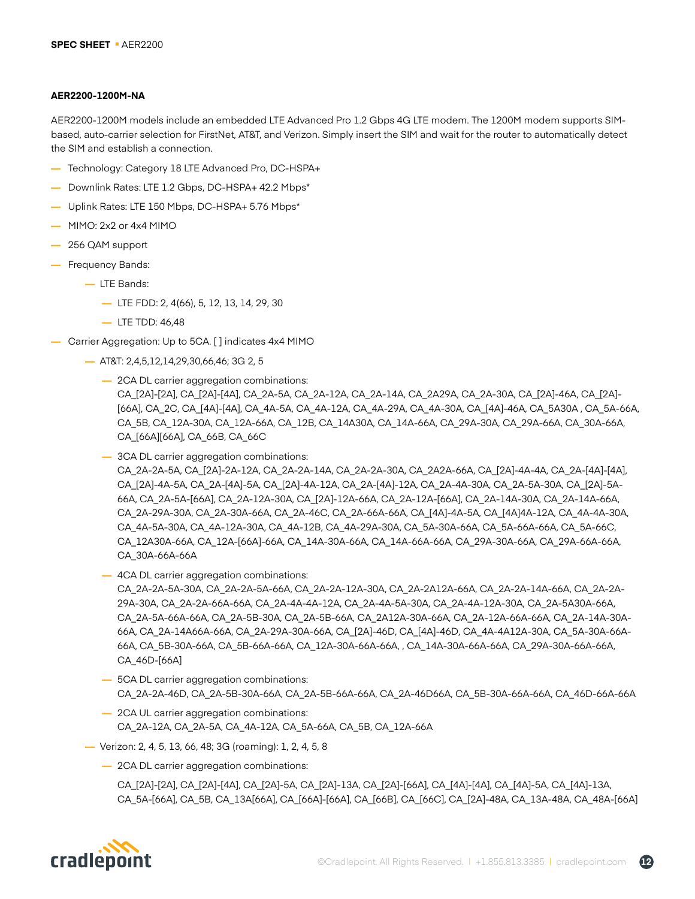**AER2200-1200M-NA**

AER2200-1200M models include an embedded LTE Advanced Pro 1.2 Gbps 4G LTE modem. The 1200M modem supports SIM-based, auto-carrier selection for FirstNet, AT&T, and Verizon. Simply insert the SIM and wait for the router to automatically detect the SIM and establish a connection.

- Technology: Category 18 LTE Advanced Pro, DC-HSPA+
- Downlink Rates: LTE 1.2 Gbps, DC-HSPA+ 42.2 Mbps*
- Uplink Rates: LTE 150 Mbps, DC-HSPA+ 5.76 Mbps*
- MIMO: 2x2 or 4x4 MIMO
- 256 QAM support
- Frequency Bands:
  - LTE Bands:
    - LTE FDD: 2, 4(66), 5, 12, 13, 14, 29, 30
    - LTE TDD: 46,48
- Carrier Aggregation: Up to 5CA. [ ] indicates 4x4 MIMO
  - AT&T: 2,4,5,12,14,29,30,66,46; 3G 2, 5
    - 2CA DL carrier aggregation combinations:
      CA_[2A]-[2A], CA_[2A]-[4A], CA_2A-5A, CA_2A-12A, CA_2A-14A, CA_2A29A, CA_2A-30A, CA_[2A]-46A, CA_[2A]-[66A], CA_2C, CA_[4A]-[4A], CA_4A-5A, CA_4A-12A, CA_4A-29A, CA_4A-30A, CA_[4A]-46A, CA_5A30A , CA_5A-66A, CA_5B, CA_12A-30A, CA_12A-66A, CA_12B, CA_14A30A, CA_14A-66A, CA_29A-30A, CA_29A-66A, CA_30A-66A, CA_[66A][66A], CA_66B, CA_66C
    - 3CA DL carrier aggregation combinations:
      CA_2A-2A-5A, CA_[2A]-2A-12A, CA_2A-2A-14A, CA_2A-2A-30A, CA_2A2A-66A, CA_[2A]-4A-4A, CA_2A-[4A]-[4A], CA_[2A]-4A-5A, CA_2A-[4A]-5A, CA_[2A]-4A-12A, CA_2A-[4A]-12A, CA_2A-4A-30A, CA_2A-5A-30A, CA_[2A]-5A-66A, CA_2A-5A-[66A], CA_2A-12A-30A, CA_[2A]-12A-66A, CA_2A-12A-[66A], CA_2A-14A-30A, CA_2A-14A-66A, CA_2A-29A-30A, CA_2A-30A-66A, CA_2A-46C, CA_2A-66A-66A, CA_[4A]-4A-5A, CA_[4A]4A-12A, CA_4A-4A-30A, CA_4A-5A-30A, CA_4A-12A-30A, CA_4A-12B, CA_4A-29A-30A, CA_5A-30A-66A, CA_5A-66A-66A, CA_5A-66C, CA_12A30A-66A, CA_12A-[66A]-66A, CA_14A-30A-66A, CA_14A-66A-66A, CA_29A-30A-66A, CA_29A-66A-66A, CA_30A-66A-66A
    - 4CA DL carrier aggregation combinations:
      CA_2A-2A-5A-30A, CA_2A-2A-5A-66A, CA_2A-2A-12A-30A, CA_2A-2A12A-66A, CA_2A-2A-14A-66A, CA_2A-2A-29A-30A, CA_2A-2A-66A-66A, CA_2A-4A-4A-12A, CA_2A-4A-5A-30A, CA_2A-4A-12A-30A, CA_2A-5A30A-66A, CA_2A-5A-66A-66A, CA_2A-5B-30A, CA_2A-5B-66A, CA_2A12A-30A-66A, CA_2A-12A-66A-66A, CA_2A-14A-30A-66A, CA_2A-14A66A-66A, CA_2A-29A-30A-66A, CA_[2A]-46D, CA_[4A]-46D, CA_4A-4A12A-30A, CA_5A-30A-66A-66A, CA_5B-30A-66A, CA_5B-66A-66A, CA_12A-30A-66A-66A, , CA_14A-30A-66A-66A, CA_29A-30A-66A-66A, CA_46D-[66A]
    - 5CA DL carrier aggregation combinations:
      CA_2A-2A-46D, CA_2A-5B-30A-66A, CA_2A-5B-66A-66A, CA_2A-46D66A, CA_5B-30A-66A-66A, CA_46D-66A-66A
    - 2CA UL carrier aggregation combinations:
      CA_2A-12A, CA_2A-5A, CA_4A-12A, CA_5A-66A, CA_5B, CA_12A-66A
  - Verizon: 2, 4, 5, 13, 66, 48; 3G (roaming): 1, 2, 4, 5, 8
    - 2CA DL carrier aggregation combinations:

      CA_[2A]-[2A], CA_[2A]-[4A], CA_[2A]-5A, CA_[2A]-13A, CA_[2A]-[66A], CA_[4A]-[4A], CA_[4A]-5A, CA_[4A]-13A, CA_5A-[66A], CA_5B, CA_13A[66A], CA_[66A]-[66A], CA_[66B], CA_[66C], CA_[2A]-48A, CA_13A-48A, CA_48A-[66A]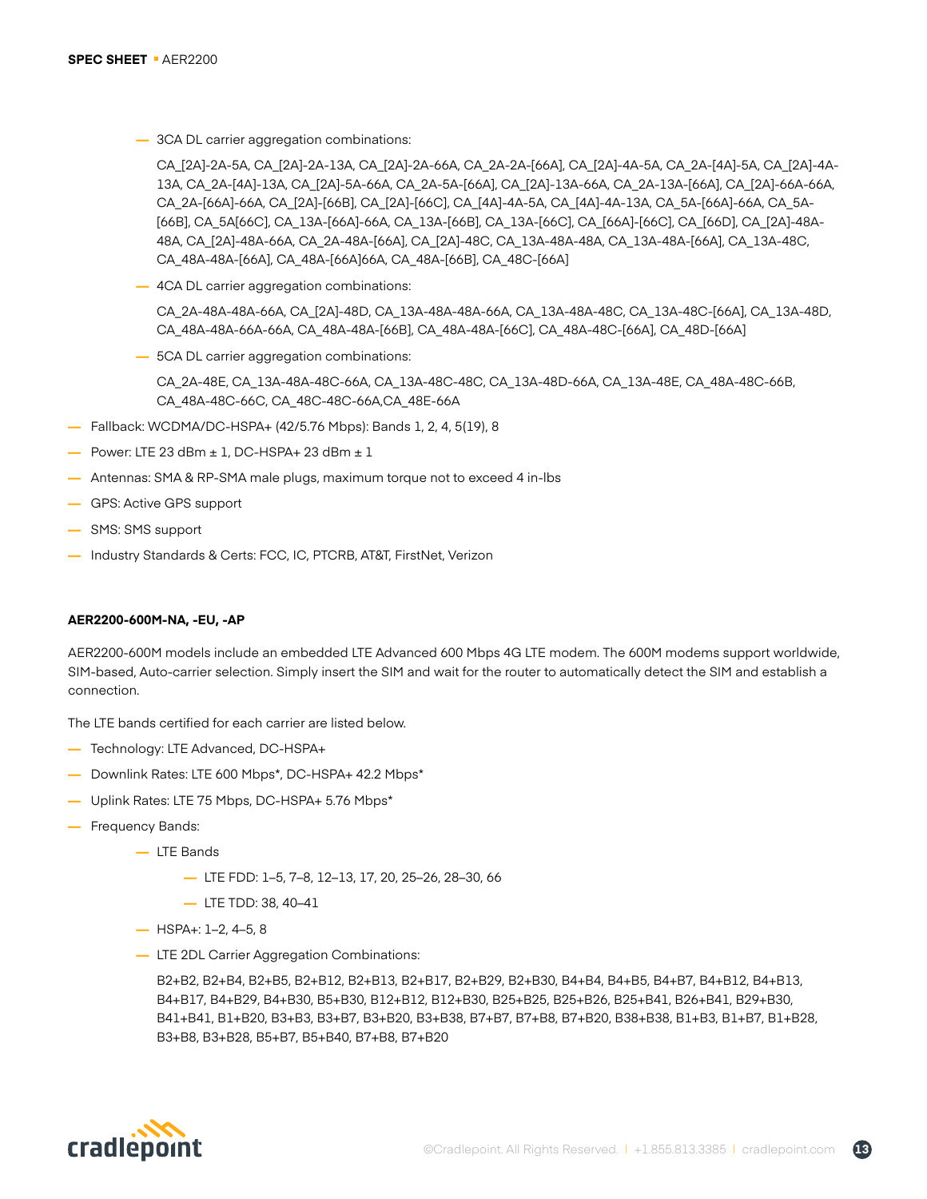- 3CA DL carrier aggregation combinations:

  CA_[2A]-2A-5A, CA_[2A]-2A-13A, CA_[2A]-2A-66A, CA_2A-2A-[66A], CA_[2A]-4A-5A, CA_2A-[4A]-5A, CA_[2A]-4A-13A, CA_2A-[4A]-13A, CA_[2A]-5A-66A, CA_2A-5A-[66A], CA_[2A]-13A-66A, CA_2A-13A-[66A], CA_[2A]-66A-66A, CA_2A-[66A]-66A, CA_[2A]-[66B], CA_[2A]-[66C], CA_[4A]-4A-5A, CA_[4A]-4A-13A, CA_5A-[66A]-66A, CA_5A-[66B], CA_5A[66C], CA_13A-[66A]-66A, CA_13A-[66B], CA_13A-[66C], CA_[66A]-[66C], CA_[66D], CA_[2A]-48A-48A, CA_[2A]-48A-66A, CA_2A-48A-[66A], CA_[2A]-48C, CA_13A-48A-48A, CA_13A-48A-[66A], CA_13A-48C, CA_48A-48A-[66A], CA_48A-[66A]66A, CA_48A-[66B], CA_48C-[66A]

- 4CA DL carrier aggregation combinations:

  CA_2A-48A-48A-66A, CA_[2A]-48D, CA_13A-48A-48A-66A, CA_13A-48A-48C, CA_13A-48C-[66A], CA_13A-48D, CA_48A-48A-66A-66A, CA_48A-48A-[66B], CA_48A-48A-[66C], CA_48A-48C-[66A], CA_48D-[66A]

- 5CA DL carrier aggregation combinations:

  CA_2A-48E, CA_13A-48A-48C-66A, CA_13A-48C-48C, CA_13A-48D-66A, CA_13A-48E, CA_48A-48C-66B, CA_48A-48C-66C, CA_48C-48C-66A,CA_48E-66A

- Fallback: WCDMA/DC-HSPA+ (42/5.76 Mbps): Bands 1, 2, 4, 5(19), 8
- Power: LTE 23 dBm ± 1, DC-HSPA+ 23 dBm ± 1
- Antennas: SMA & RP-SMA male plugs, maximum torque not to exceed 4 in-lbs
- GPS: Active GPS support
- SMS: SMS support
- Industry Standards & Certs: FCC, IC, PTCRB, AT&T, FirstNet, Verizon

**AER2200-600M-NA, -EU, -AP**

AER2200-600M models include an embedded LTE Advanced 600 Mbps 4G LTE modem. The 600M modems support worldwide, SIM-based, Auto-carrier selection. Simply insert the SIM and wait for the router to automatically detect the SIM and establish a connection.

The LTE bands certified for each carrier are listed below.

- Technology: LTE Advanced, DC-HSPA+
- Downlink Rates: LTE 600 Mbps*, DC-HSPA+ 42.2 Mbps*
- Uplink Rates: LTE 75 Mbps, DC-HSPA+ 5.76 Mbps*
- Frequency Bands:
  - LTE Bands
    - LTE FDD: 1–5, 7–8, 12–13, 17, 20, 25–26, 28–30, 66
    - LTE TDD: 38, 40–41
  - HSPA+: 1–2, 4–5, 8
  - LTE 2DL Carrier Aggregation Combinations:

    B2+B2, B2+B4, B2+B5, B2+B12, B2+B13, B2+B17, B2+B29, B2+B30, B4+B4, B4+B5, B4+B7, B4+B12, B4+B13, B4+B17, B4+B29, B4+B30, B5+B30, B12+B12, B12+B30, B25+B25, B25+B26, B25+B41, B26+B41, B29+B30, B41+B41, B1+B20, B3+B3, B3+B7, B3+B20, B3+B38, B7+B7, B7+B8, B7+B20, B38+B38, B1+B3, B1+B7, B1+B28, B3+B8, B3+B28, B5+B7, B5+B40, B7+B8, B7+B20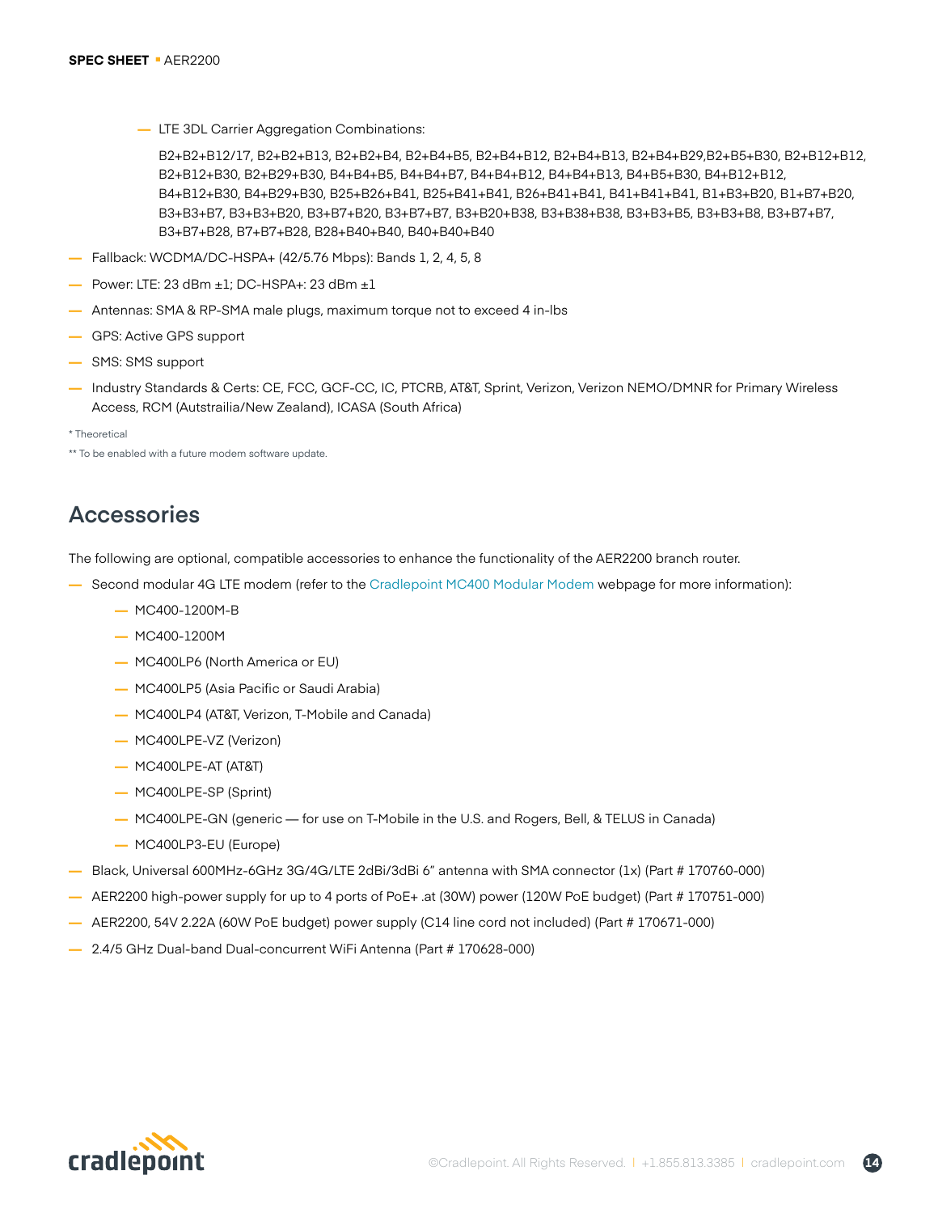- LTE 3DL Carrier Aggregation Combinations:

  B2+B2+B12/17, B2+B2+B13, B2+B2+B4, B2+B4+B5, B2+B4+B12, B2+B4+B13, B2+B4+B29,B2+B5+B30, B2+B12+B12, B2+B12+B30, B2+B29+B30, B4+B4+B5, B4+B4+B7, B4+B4+B12, B4+B4+B13, B4+B5+B30, B4+B12+B12, B4+B12+B30, B4+B29+B30, B25+B26+B41, B25+B41+B41, B26+B41+B41, B41+B41+B41, B1+B3+B20, B1+B7+B20, B3+B3+B7, B3+B3+B20, B3+B7+B20, B3+B7+B7, B3+B20+B38, B3+B38+B38, B3+B3+B5, B3+B3+B8, B3+B7+B7, B3+B7+B28, B7+B7+B28, B28+B40+B40, B40+B40+B40

- Fallback: WCDMA/DC-HSPA+ (42/5.76 Mbps): Bands 1, 2, 4, 5, 8
- Power: LTE: 23 dBm ±1; DC-HSPA+: 23 dBm ±1
- Antennas: SMA & RP-SMA male plugs, maximum torque not to exceed 4 in-lbs
- GPS: Active GPS support
- SMS: SMS support
- Industry Standards & Certs: CE, FCC, GCF-CC, IC, PTCRB, AT&T, Sprint, Verizon, Verizon NEMO/DMNR for Primary Wireless Access, RCM (Autstrailia/New Zealand), ICASA (South Africa)

\* Theoretical

\** To be enabled with a future modem software update.

## Accessories

The following are optional, compatible accessories to enhance the functionality of the AER2200 branch router.

- Second modular 4G LTE modem (refer to the Cradlepoint MC400 Modular Modem webpage for more information):
  - MC400-1200M-B
  - MC400-1200M
  - MC400LP6 (North America or EU)
  - MC400LP5 (Asia Pacific or Saudi Arabia)
  - MC400LP4 (AT&T, Verizon, T-Mobile and Canada)
  - MC400LPE-VZ (Verizon)
  - MC400LPE-AT (AT&T)
  - MC400LPE-SP (Sprint)
  - MC400LPE-GN (generic — for use on T-Mobile in the U.S. and Rogers, Bell, & TELUS in Canada)
  - MC400LP3-EU (Europe)
- Black, Universal 600MHz-6GHz 3G/4G/LTE 2dBi/3dBi 6" antenna with SMA connector (1x) (Part # 170760-000)
- AER2200 high-power supply for up to 4 ports of PoE+ .at (30W) power (120W PoE budget) (Part # 170751-000)
- AER2200, 54V 2.22A (60W PoE budget) power supply (C14 line cord not included) (Part # 170671-000)
- 2.4/5 GHz Dual-band Dual-concurrent WiFi Antenna (Part # 170628-000)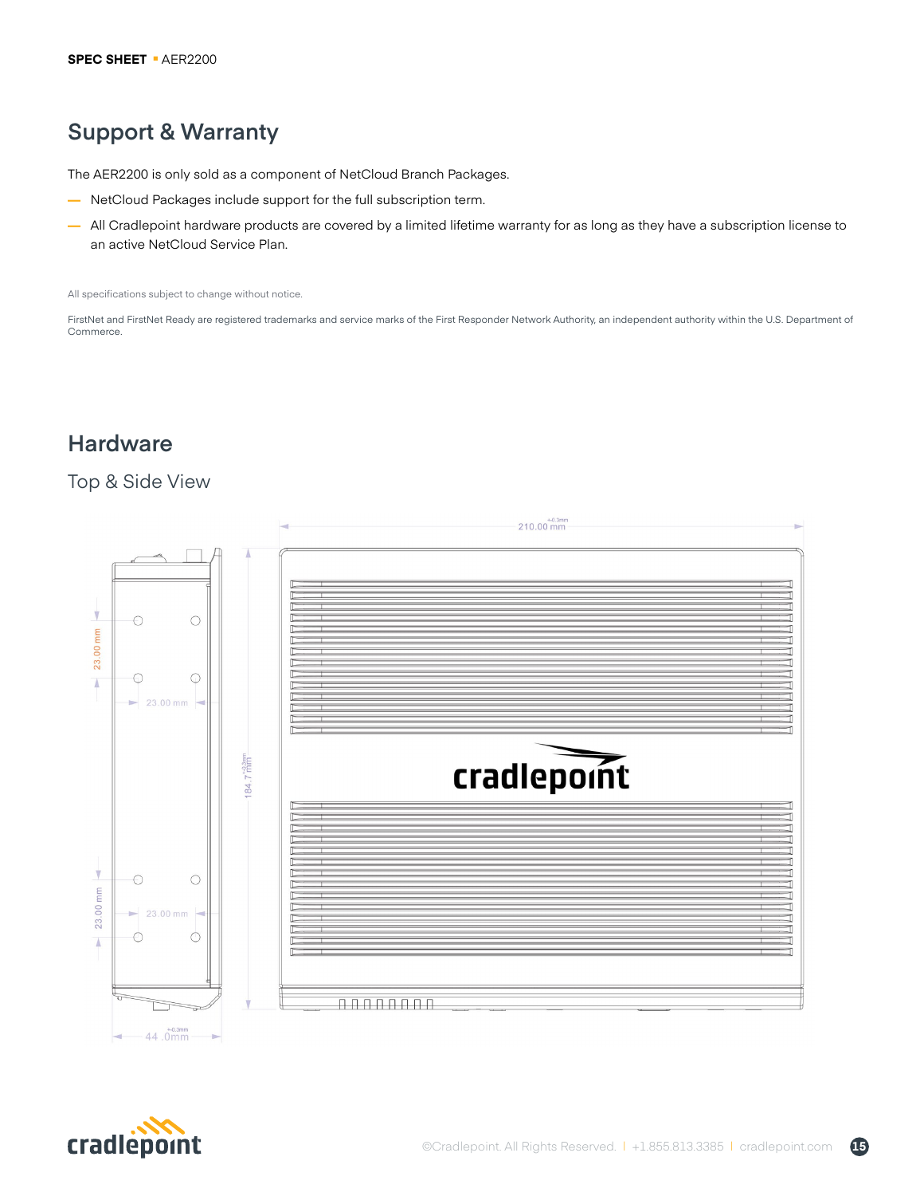## Support & Warranty

The AER2200 is only sold as a component of NetCloud Branch Packages.

- NetCloud Packages include support for the full subscription term.
- All Cradlepoint hardware products are covered by a limited lifetime warranty for as long as they have a subscription license to an active NetCloud Service Plan.

All specifications subject to change without notice.

FirstNet and FirstNet Ready are registered trademarks and service marks of the First Responder Network Authority, an independent authority within the U.S. Department of Commerce.

## Hardware

### Top & Side View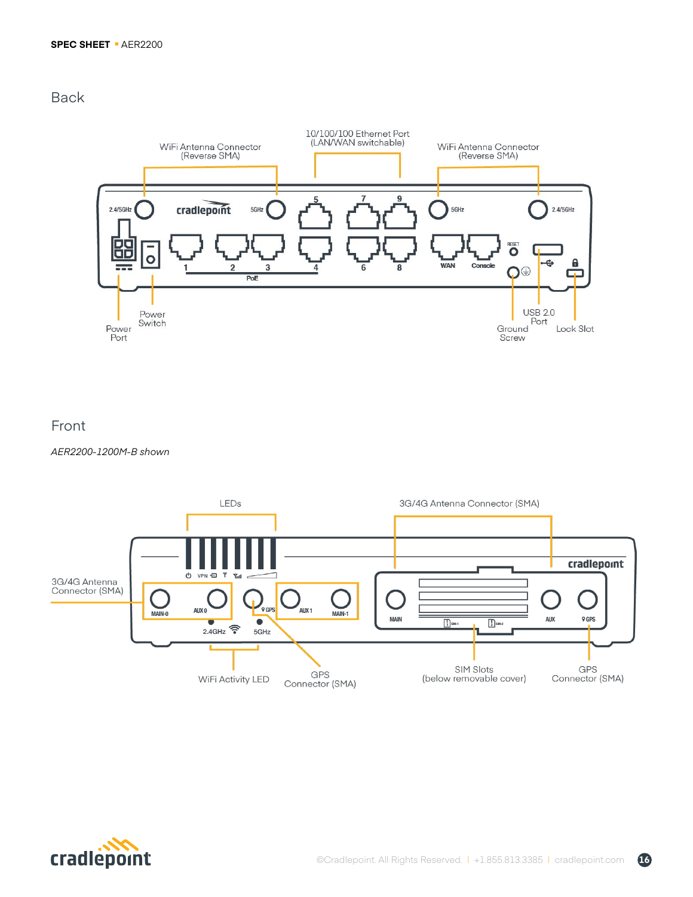## Back

WiFi Antenna Connector (Reverse SMA)

10/100/100 Ethernet Port (LAN/WAN switchable)

WiFi Antenna Connector (Reverse SMA)

2.4/5GHz

cradlepoint

5GHz

5 7 9

1 2 3 4 6 8

PoE

5GHz

2.4/5GHz

WAN

Console

RESET

Power Port

Power Switch

USB 2.0 Port

Ground Screw

Lock Slot

## Front

*AER2200-1200M-B shown*

LEDs

3G/4G Antenna Connector (SMA)

3G/4G Antenna Connector (SMA)

VPN

MAIN-0

AUX 0

GPS

AUX 1

MAIN-1

2.4GHz

5GHz

cradlepoint

MAIN

SIM-1

SIM-2

AUX

GPS

WiFi Activity LED

GPS Connector (SMA)

SIM Slots (below removable cover)

GPS Connector (SMA)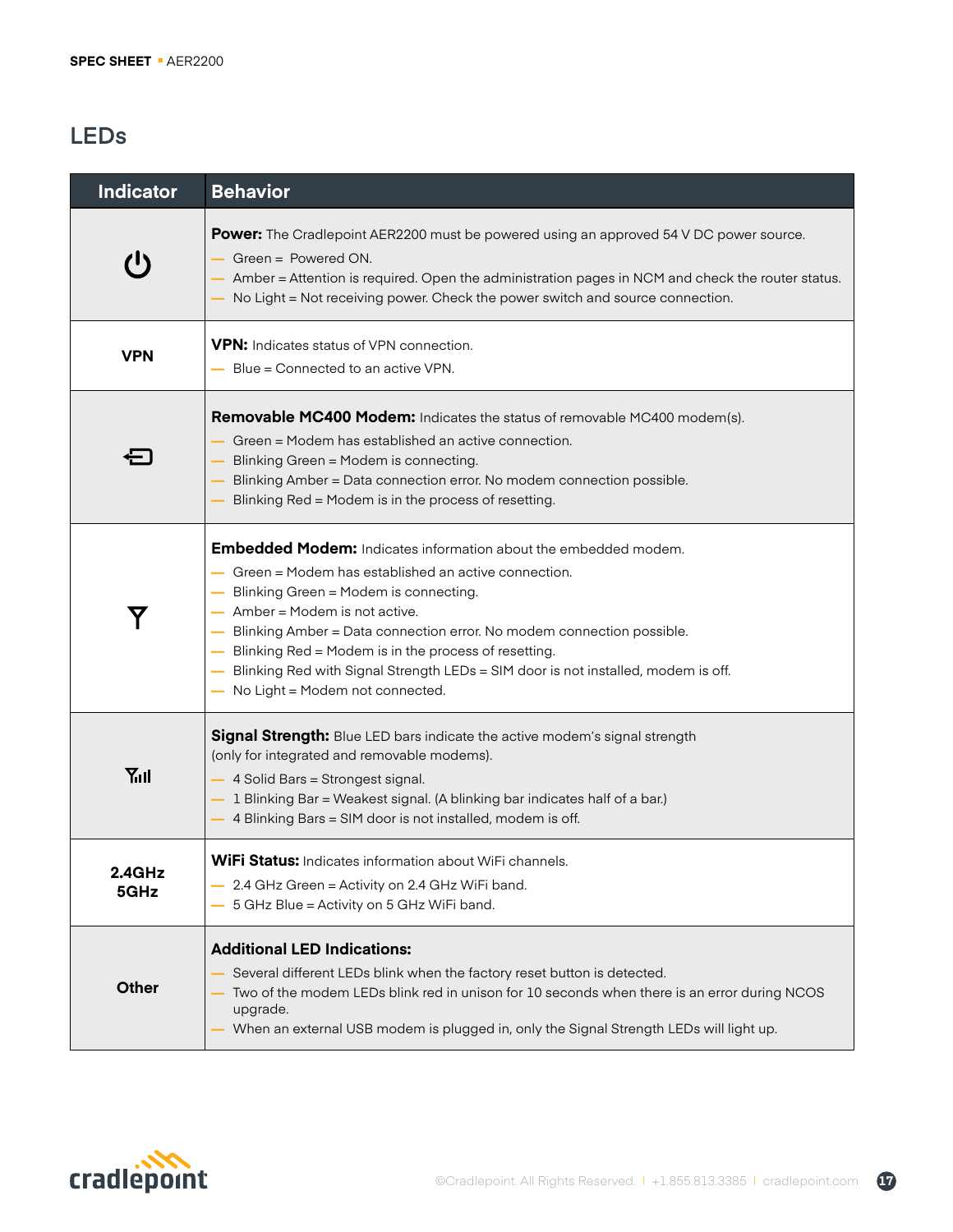## LEDs

| Indicator | Behavior |
| --- | --- |
| ⏻ | **Power:** The Cradlepoint AER2200 must be powered using an approved 54 V DC power source.<br>— Green = Powered ON.<br>— Amber = Attention is required. Open the administration pages in NCM and check the router status.<br>— No Light = Not receiving power. Check the power switch and source connection. |
| **VPN** | **VPN:** Indicates status of VPN connection.<br>— Blue = Connected to an active VPN. |
| | **Removable MC400 Modem:** Indicates the status of removable MC400 modem(s).<br>— Green = Modem has established an active connection.<br>— Blinking Green = Modem is connecting.<br>— Blinking Amber = Data connection error. No modem connection possible.<br>— Blinking Red = Modem is in the process of resetting. |
| | **Embedded Modem:** Indicates information about the embedded modem.<br>— Green = Modem has established an active connection.<br>— Blinking Green = Modem is connecting.<br>— Amber = Modem is not active.<br>— Blinking Amber = Data connection error. No modem connection possible.<br>— Blinking Red = Modem is in the process of resetting.<br>— Blinking Red with Signal Strength LEDs = SIM door is not installed, modem is off.<br>— No Light = Modem not connected. |
| | **Signal Strength:** Blue LED bars indicate the active modem's signal strength (only for integrated and removable modems).<br>— 4 Solid Bars = Strongest signal.<br>— 1 Blinking Bar = Weakest signal. (A blinking bar indicates half of a bar.)<br>— 4 Blinking Bars = SIM door is not installed, modem is off. |
| **2.4GHz 5GHz** | **WiFi Status:** Indicates information about WiFi channels.<br>— 2.4 GHz Green = Activity on 2.4 GHz WiFi band.<br>— 5 GHz Blue = Activity on 5 GHz WiFi band. |
| **Other** | **Additional LED Indications:**<br>— Several different LEDs blink when the factory reset button is detected.<br>— Two of the modem LEDs blink red in unison for 10 seconds when there is an error during NCOS upgrade.<br>— When an external USB modem is plugged in, only the Signal Strength LEDs will light up. |

cradlepoint

©Cradlepoint. All Rights Reserved. | +1.855.813.3385 | cradlepoint.com